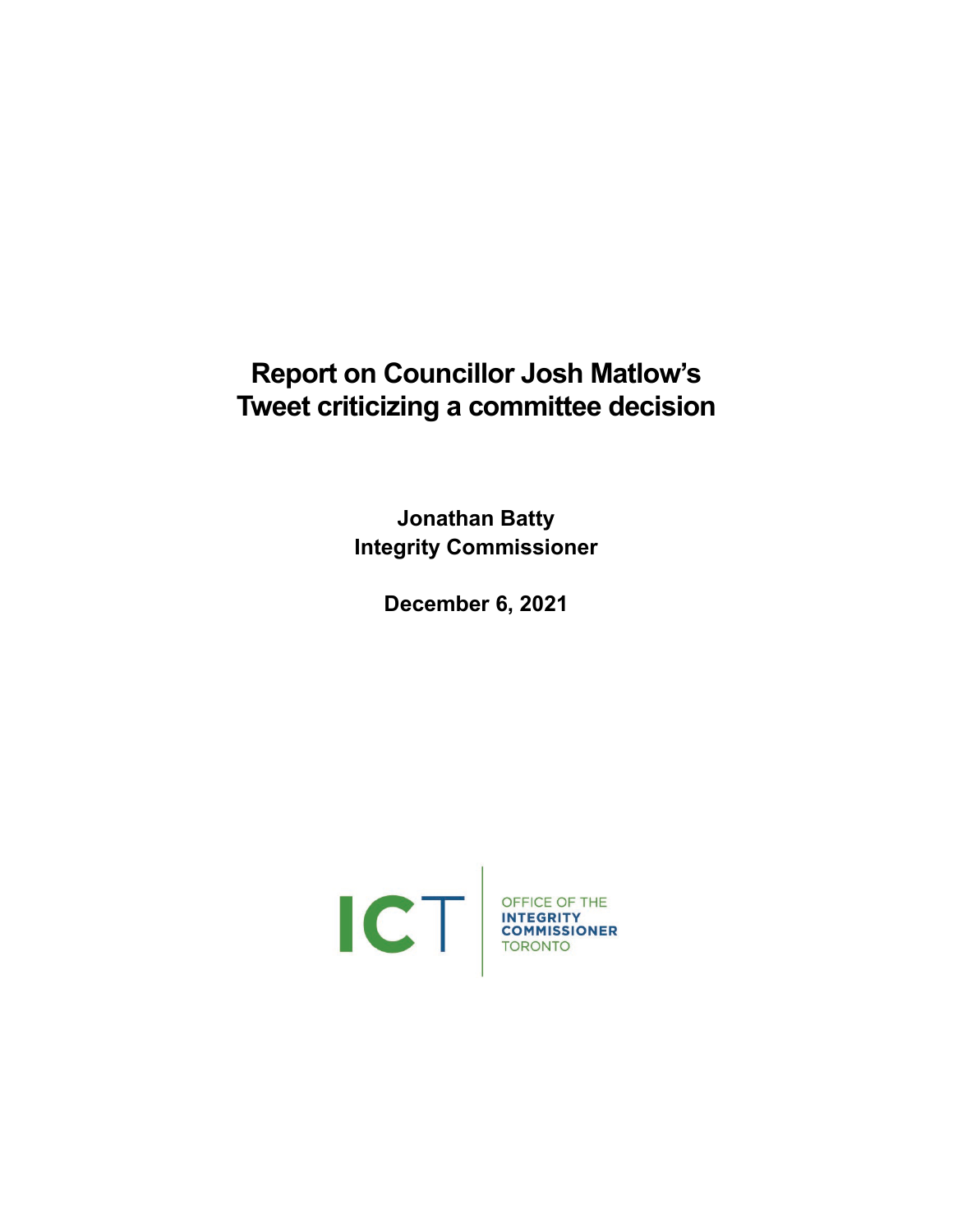# Report on Councillor Josh Matlow's Tweet criticizing a committee decision

**Jonathan Batty**
**Integrity Commissioner**

**December 6, 2021**

ICT | OFFICE OF THE INTEGRITY COMMISSIONER TORONTO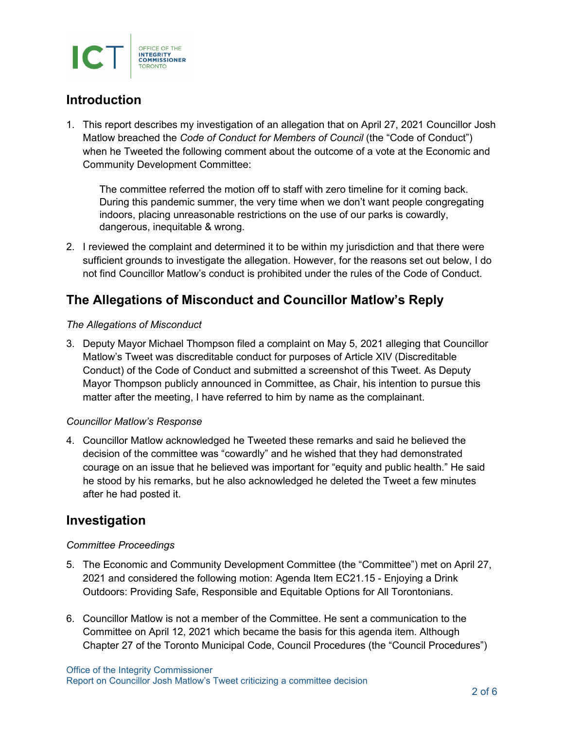## Introduction

1. This report describes my investigation of an allegation that on April 27, 2021 Councillor Josh Matlow breached the *Code of Conduct for Members of Council* (the "Code of Conduct") when he Tweeted the following comment about the outcome of a vote at the Economic and Community Development Committee:

   > The committee referred the motion off to staff with zero timeline for it coming back. During this pandemic summer, the very time when we don't want people congregating indoors, placing unreasonable restrictions on the use of our parks is cowardly, dangerous, inequitable & wrong.

2. I reviewed the complaint and determined it to be within my jurisdiction and that there were sufficient grounds to investigate the allegation. However, for the reasons set out below, I do not find Councillor Matlow's conduct is prohibited under the rules of the Code of Conduct.

## The Allegations of Misconduct and Councillor Matlow's Reply

*The Allegations of Misconduct*

3. Deputy Mayor Michael Thompson filed a complaint on May 5, 2021 alleging that Councillor Matlow's Tweet was discreditable conduct for purposes of Article XIV (Discreditable Conduct) of the Code of Conduct and submitted a screenshot of this Tweet. As Deputy Mayor Thompson publicly announced in Committee, as Chair, his intention to pursue this matter after the meeting, I have referred to him by name as the complainant.

*Councillor Matlow's Response*

4. Councillor Matlow acknowledged he Tweeted these remarks and said he believed the decision of the committee was "cowardly" and he wished that they had demonstrated courage on an issue that he believed was important for "equity and public health." He said he stood by his remarks, but he also acknowledged he deleted the Tweet a few minutes after he had posted it.

## Investigation

*Committee Proceedings*

5. The Economic and Community Development Committee (the "Committee") met on April 27, 2021 and considered the following motion: Agenda Item EC21.15 - Enjoying a Drink Outdoors: Providing Safe, Responsible and Equitable Options for All Torontonians.

6. Councillor Matlow is not a member of the Committee. He sent a communication to the Committee on April 12, 2021 which became the basis for this agenda item. Although Chapter 27 of the Toronto Municipal Code, Council Procedures (the "Council Procedures")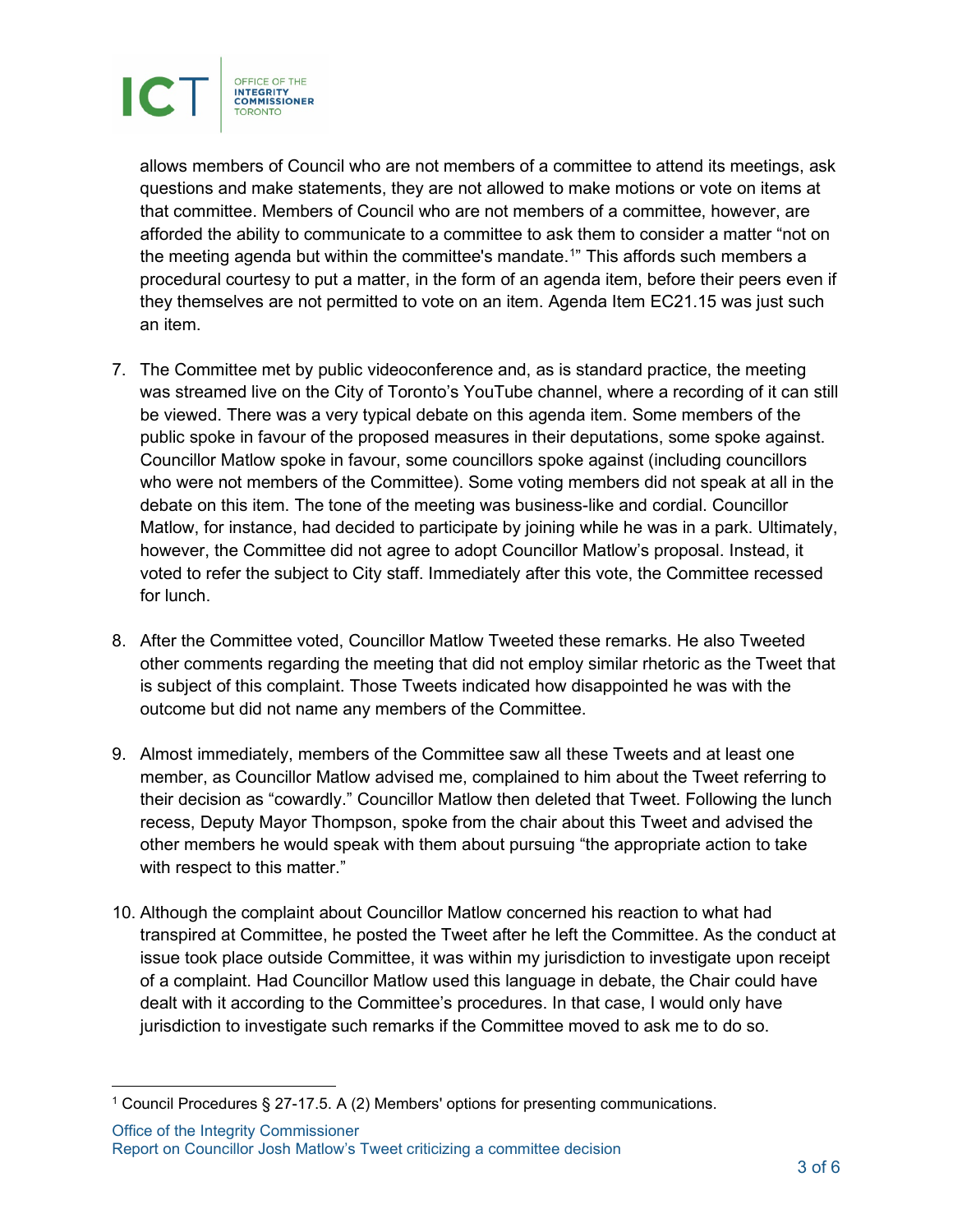allows members of Council who are not members of a committee to attend its meetings, ask questions and make statements, they are not allowed to make motions or vote on items at that committee. Members of Council who are not members of a committee, however, are afforded the ability to communicate to a committee to ask them to consider a matter "not on the meeting agenda but within the committee's mandate.[1]" This affords such members a procedural courtesy to put a matter, in the form of an agenda item, before their peers even if they themselves are not permitted to vote on an item. Agenda Item EC21.15 was just such an item.

7. The Committee met by public videoconference and, as is standard practice, the meeting was streamed live on the City of Toronto's YouTube channel, where a recording of it can still be viewed. There was a very typical debate on this agenda item. Some members of the public spoke in favour of the proposed measures in their deputations, some spoke against. Councillor Matlow spoke in favour, some councillors spoke against (including councillors who were not members of the Committee). Some voting members did not speak at all in the debate on this item. The tone of the meeting was business-like and cordial. Councillor Matlow, for instance, had decided to participate by joining while he was in a park. Ultimately, however, the Committee did not agree to adopt Councillor Matlow's proposal. Instead, it voted to refer the subject to City staff. Immediately after this vote, the Committee recessed for lunch.

8. After the Committee voted, Councillor Matlow Tweeted these remarks. He also Tweeted other comments regarding the meeting that did not employ similar rhetoric as the Tweet that is subject of this complaint. Those Tweets indicated how disappointed he was with the outcome but did not name any members of the Committee.

9. Almost immediately, members of the Committee saw all these Tweets and at least one member, as Councillor Matlow advised me, complained to him about the Tweet referring to their decision as "cowardly." Councillor Matlow then deleted that Tweet. Following the lunch recess, Deputy Mayor Thompson, spoke from the chair about this Tweet and advised the other members he would speak with them about pursuing "the appropriate action to take with respect to this matter."

10. Although the complaint about Councillor Matlow concerned his reaction to what had transpired at Committee, he posted the Tweet after he left the Committee. As the conduct at issue took place outside Committee, it was within my jurisdiction to investigate upon receipt of a complaint. Had Councillor Matlow used this language in debate, the Chair could have dealt with it according to the Committee's procedures. In that case, I would only have jurisdiction to investigate such remarks if the Committee moved to ask me to do so.

[1] Council Procedures § 27-17.5. A (2) Members' options for presenting communications.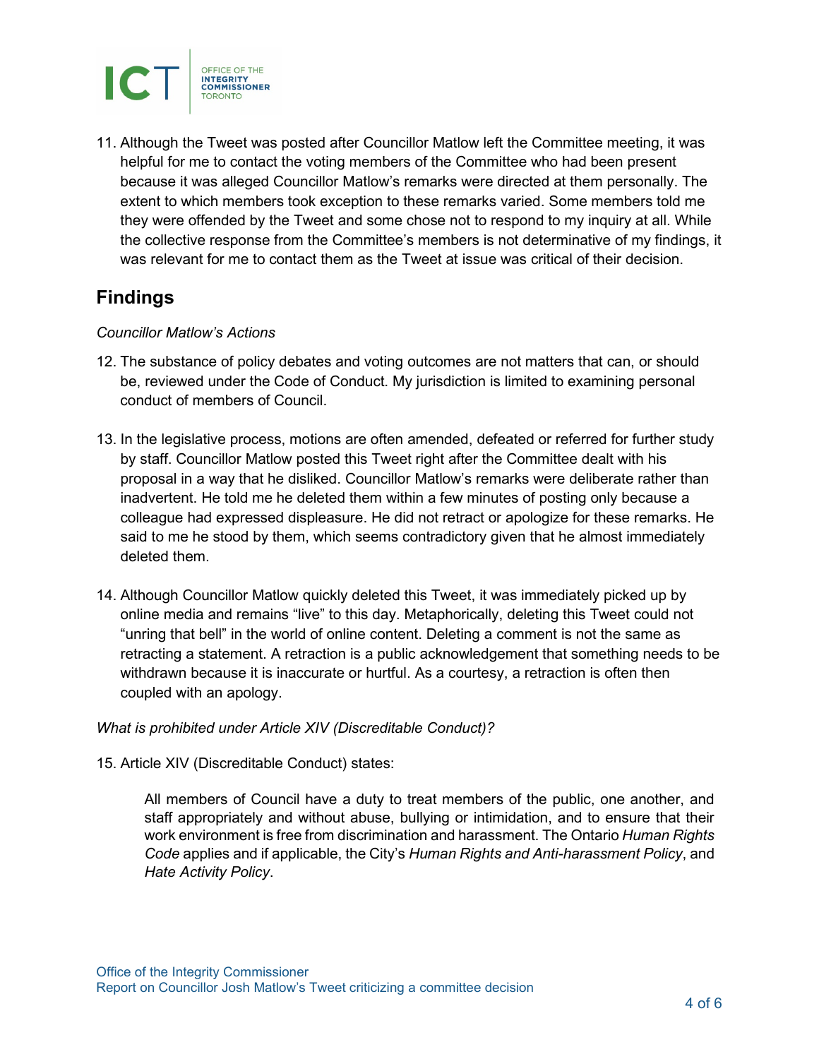11. Although the Tweet was posted after Councillor Matlow left the Committee meeting, it was helpful for me to contact the voting members of the Committee who had been present because it was alleged Councillor Matlow's remarks were directed at them personally. The extent to which members took exception to these remarks varied. Some members told me they were offended by the Tweet and some chose not to respond to my inquiry at all. While the collective response from the Committee's members is not determinative of my findings, it was relevant for me to contact them as the Tweet at issue was critical of their decision.

## Findings

*Councillor Matlow's Actions*

12. The substance of policy debates and voting outcomes are not matters that can, or should be, reviewed under the Code of Conduct. My jurisdiction is limited to examining personal conduct of members of Council.

13. In the legislative process, motions are often amended, defeated or referred for further study by staff. Councillor Matlow posted this Tweet right after the Committee dealt with his proposal in a way that he disliked. Councillor Matlow's remarks were deliberate rather than inadvertent. He told me he deleted them within a few minutes of posting only because a colleague had expressed displeasure. He did not retract or apologize for these remarks. He said to me he stood by them, which seems contradictory given that he almost immediately deleted them.

14. Although Councillor Matlow quickly deleted this Tweet, it was immediately picked up by online media and remains "live" to this day. Metaphorically, deleting this Tweet could not "unring that bell" in the world of online content. Deleting a comment is not the same as retracting a statement. A retraction is a public acknowledgement that something needs to be withdrawn because it is inaccurate or hurtful. As a courtesy, a retraction is often then coupled with an apology.

*What is prohibited under Article XIV (Discreditable Conduct)?*

15. Article XIV (Discreditable Conduct) states:

> All members of Council have a duty to treat members of the public, one another, and staff appropriately and without abuse, bullying or intimidation, and to ensure that their work environment is free from discrimination and harassment. The Ontario *Human Rights Code* applies and if applicable, the City's *Human Rights and Anti-harassment Policy*, and *Hate Activity Policy*.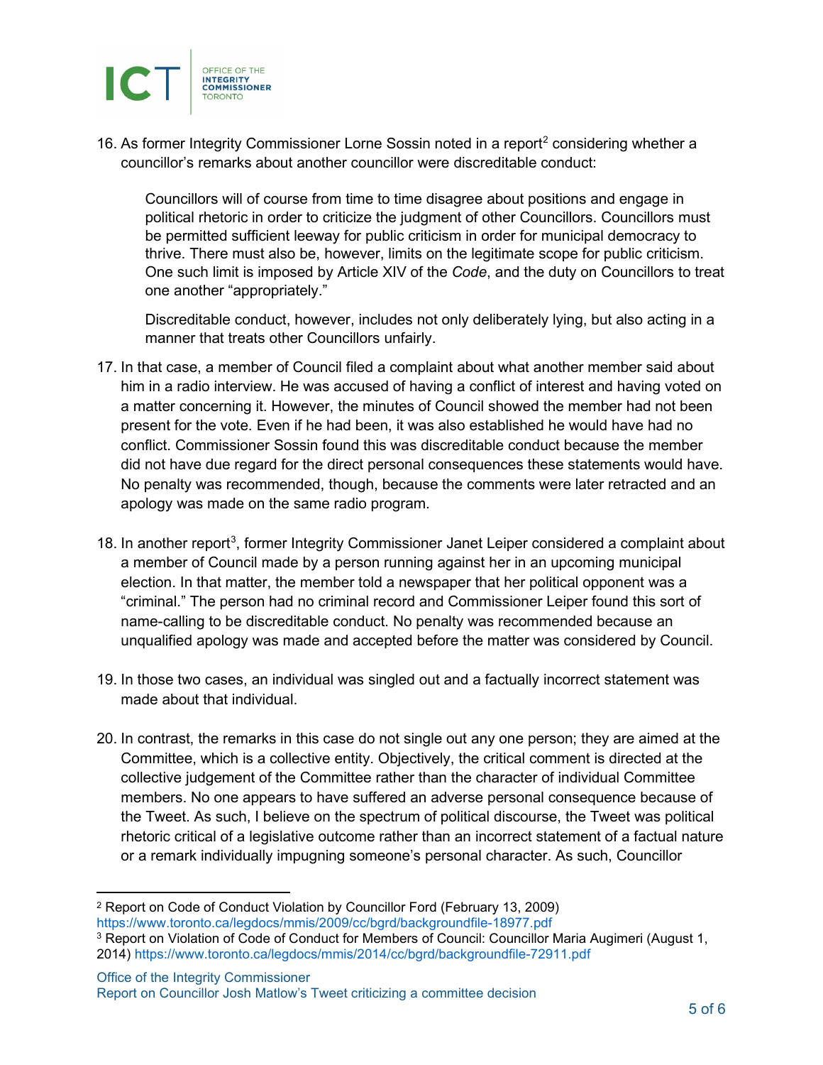16. As former Integrity Commissioner Lorne Sossin noted in a report[2] considering whether a councillor's remarks about another councillor were discreditable conduct:

> Councillors will of course from time to time disagree about positions and engage in political rhetoric in order to criticize the judgment of other Councillors. Councillors must be permitted sufficient leeway for public criticism in order for municipal democracy to thrive. There must also be, however, limits on the legitimate scope for public criticism. One such limit is imposed by Article XIV of the *Code*, and the duty on Councillors to treat one another "appropriately."
>
> Discreditable conduct, however, includes not only deliberately lying, but also acting in a manner that treats other Councillors unfairly.

17. In that case, a member of Council filed a complaint about what another member said about him in a radio interview. He was accused of having a conflict of interest and having voted on a matter concerning it. However, the minutes of Council showed the member had not been present for the vote. Even if he had been, it was also established he would have had no conflict. Commissioner Sossin found this was discreditable conduct because the member did not have due regard for the direct personal consequences these statements would have. No penalty was recommended, though, because the comments were later retracted and an apology was made on the same radio program.

18. In another report[3], former Integrity Commissioner Janet Leiper considered a complaint about a member of Council made by a person running against her in an upcoming municipal election. In that matter, the member told a newspaper that her political opponent was a "criminal." The person had no criminal record and Commissioner Leiper found this sort of name-calling to be discreditable conduct. No penalty was recommended because an unqualified apology was made and accepted before the matter was considered by Council.

19. In those two cases, an individual was singled out and a factually incorrect statement was made about that individual.

20. In contrast, the remarks in this case do not single out any one person; they are aimed at the Committee, which is a collective entity. Objectively, the critical comment is directed at the collective judgement of the Committee rather than the character of individual Committee members. No one appears to have suffered an adverse personal consequence because of the Tweet. As such, I believe on the spectrum of political discourse, the Tweet was political rhetoric critical of a legislative outcome rather than an incorrect statement of a factual nature or a remark individually impugning someone's personal character. As such, Councillor

---

[2] Report on Code of Conduct Violation by Councillor Ford (February 13, 2009) https://www.toronto.ca/legdocs/mmis/2009/cc/bgrd/backgroundfile-18977.pdf

[3] Report on Violation of Code of Conduct for Members of Council: Councillor Maria Augimeri (August 1, 2014) https://www.toronto.ca/legdocs/mmis/2014/cc/bgrd/backgroundfile-72911.pdf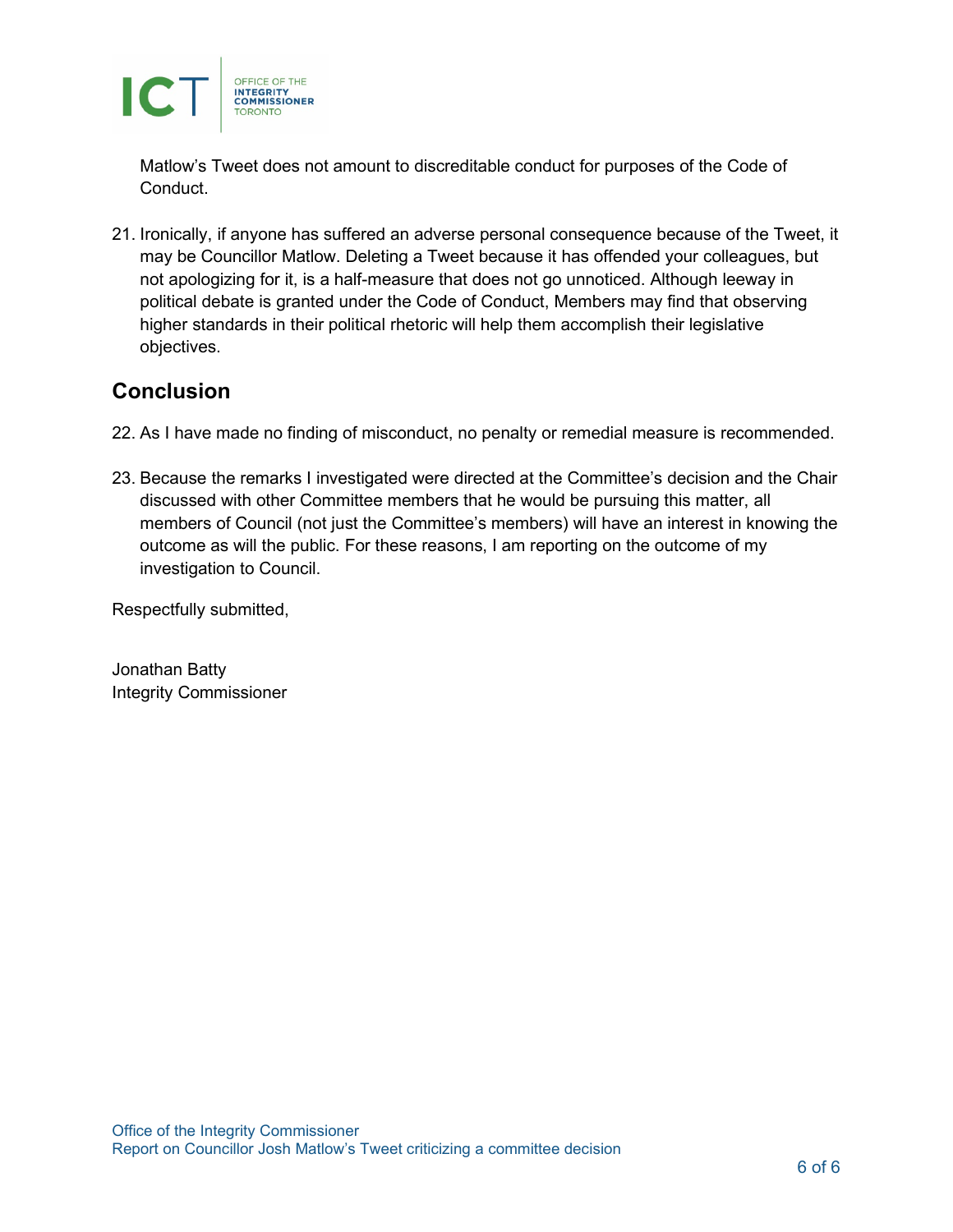Matlow's Tweet does not amount to discreditable conduct for purposes of the Code of Conduct.

21. Ironically, if anyone has suffered an adverse personal consequence because of the Tweet, it may be Councillor Matlow. Deleting a Tweet because it has offended your colleagues, but not apologizing for it, is a half-measure that does not go unnoticed. Although leeway in political debate is granted under the Code of Conduct, Members may find that observing higher standards in their political rhetoric will help them accomplish their legislative objectives.

## Conclusion

22. As I have made no finding of misconduct, no penalty or remedial measure is recommended.

23. Because the remarks I investigated were directed at the Committee's decision and the Chair discussed with other Committee members that he would be pursuing this matter, all members of Council (not just the Committee's members) will have an interest in knowing the outcome as will the public. For these reasons, I am reporting on the outcome of my investigation to Council.

Respectfully submitted,

Jonathan Batty
Integrity Commissioner